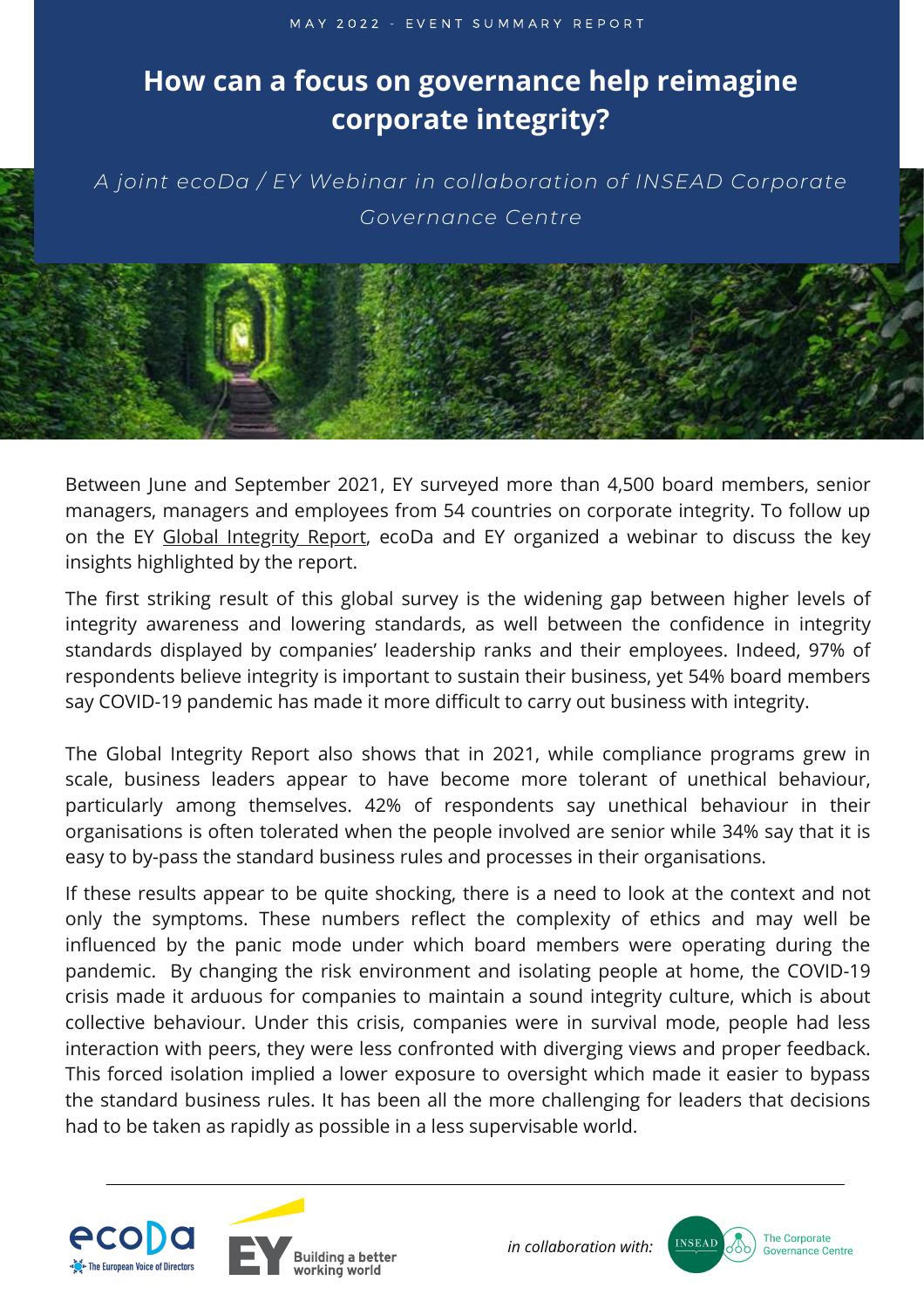MAY 2022 - EVENT SUMMARY REPORT

# How can a focus on governance help reimagine corporate integrity?

*A joint ecoDa / EY Webinar in collaboration of INSEAD Corporate Governance Centre*

Between June and September 2021, EY surveyed more than 4,500 board members, senior managers, managers and employees from 54 countries on corporate integrity. To follow up on the EY Global Integrity Report, ecoDa and EY organized a webinar to discuss the key insights highlighted by the report.

The first striking result of this global survey is the widening gap between higher levels of integrity awareness and lowering standards, as well between the confidence in integrity standards displayed by companies' leadership ranks and their employees. Indeed, 97% of respondents believe integrity is important to sustain their business, yet 54% board members say COVID-19 pandemic has made it more difficult to carry out business with integrity.

The Global Integrity Report also shows that in 2021, while compliance programs grew in scale, business leaders appear to have become more tolerant of unethical behaviour, particularly among themselves. 42% of respondents say unethical behaviour in their organisations is often tolerated when the people involved are senior while 34% say that it is easy to by-pass the standard business rules and processes in their organisations.

If these results appear to be quite shocking, there is a need to look at the context and not only the symptoms. These numbers reflect the complexity of ethics and may well be influenced by the panic mode under which board members were operating during the pandemic. By changing the risk environment and isolating people at home, the COVID-19 crisis made it arduous for companies to maintain a sound integrity culture, which is about collective behaviour. Under this crisis, companies were in survival mode, people had less interaction with peers, they were less confronted with diverging views and proper feedback. This forced isolation implied a lower exposure to oversight which made it easier to bypass the standard business rules. It has been all the more challenging for leaders that decisions had to be taken as rapidly as possible in a less supervisable world.

ecoDa The European Voice of Directors — EY Building a better working world — *in collaboration with:* INSEAD The Corporate Governance Centre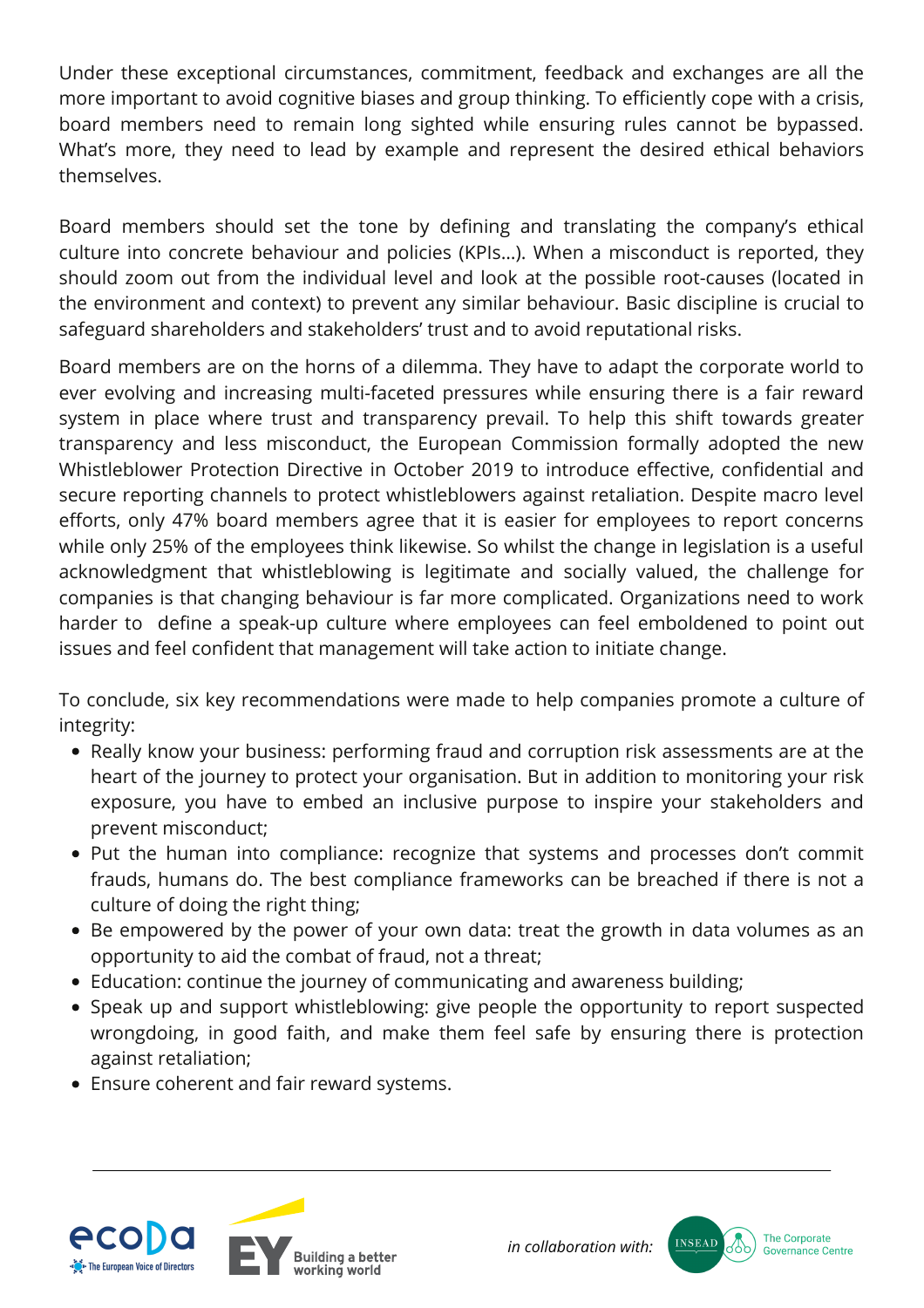Under these exceptional circumstances, commitment, feedback and exchanges are all the more important to avoid cognitive biases and group thinking. To efficiently cope with a crisis, board members need to remain long sighted while ensuring rules cannot be bypassed. What's more, they need to lead by example and represent the desired ethical behaviors themselves.

Board members should set the tone by defining and translating the company's ethical culture into concrete behaviour and policies (KPIs...). When a misconduct is reported, they should zoom out from the individual level and look at the possible root-causes (located in the environment and context) to prevent any similar behaviour. Basic discipline is crucial to safeguard shareholders and stakeholders' trust and to avoid reputational risks.

Board members are on the horns of a dilemma. They have to adapt the corporate world to ever evolving and increasing multi-faceted pressures while ensuring there is a fair reward system in place where trust and transparency prevail. To help this shift towards greater transparency and less misconduct, the European Commission formally adopted the new Whistleblower Protection Directive in October 2019 to introduce effective, confidential and secure reporting channels to protect whistleblowers against retaliation. Despite macro level efforts, only 47% board members agree that it is easier for employees to report concerns while only 25% of the employees think likewise. So whilst the change in legislation is a useful acknowledgment that whistleblowing is legitimate and socially valued, the challenge for companies is that changing behaviour is far more complicated. Organizations need to work harder to define a speak-up culture where employees can feel emboldened to point out issues and feel confident that management will take action to initiate change.

To conclude, six key recommendations were made to help companies promote a culture of integrity:

- Really know your business: performing fraud and corruption risk assessments are at the heart of the journey to protect your organisation. But in addition to monitoring your risk exposure, you have to embed an inclusive purpose to inspire your stakeholders and prevent misconduct;
- Put the human into compliance: recognize that systems and processes don't commit frauds, humans do. The best compliance frameworks can be breached if there is not a culture of doing the right thing;
- Be empowered by the power of your own data: treat the growth in data volumes as an opportunity to aid the combat of fraud, not a threat;
- Education: continue the journey of communicating and awareness building;
- Speak up and support whistleblowing: give people the opportunity to report suspected wrongdoing, in good faith, and make them feel safe by ensuring there is protection against retaliation;
- Ensure coherent and fair reward systems.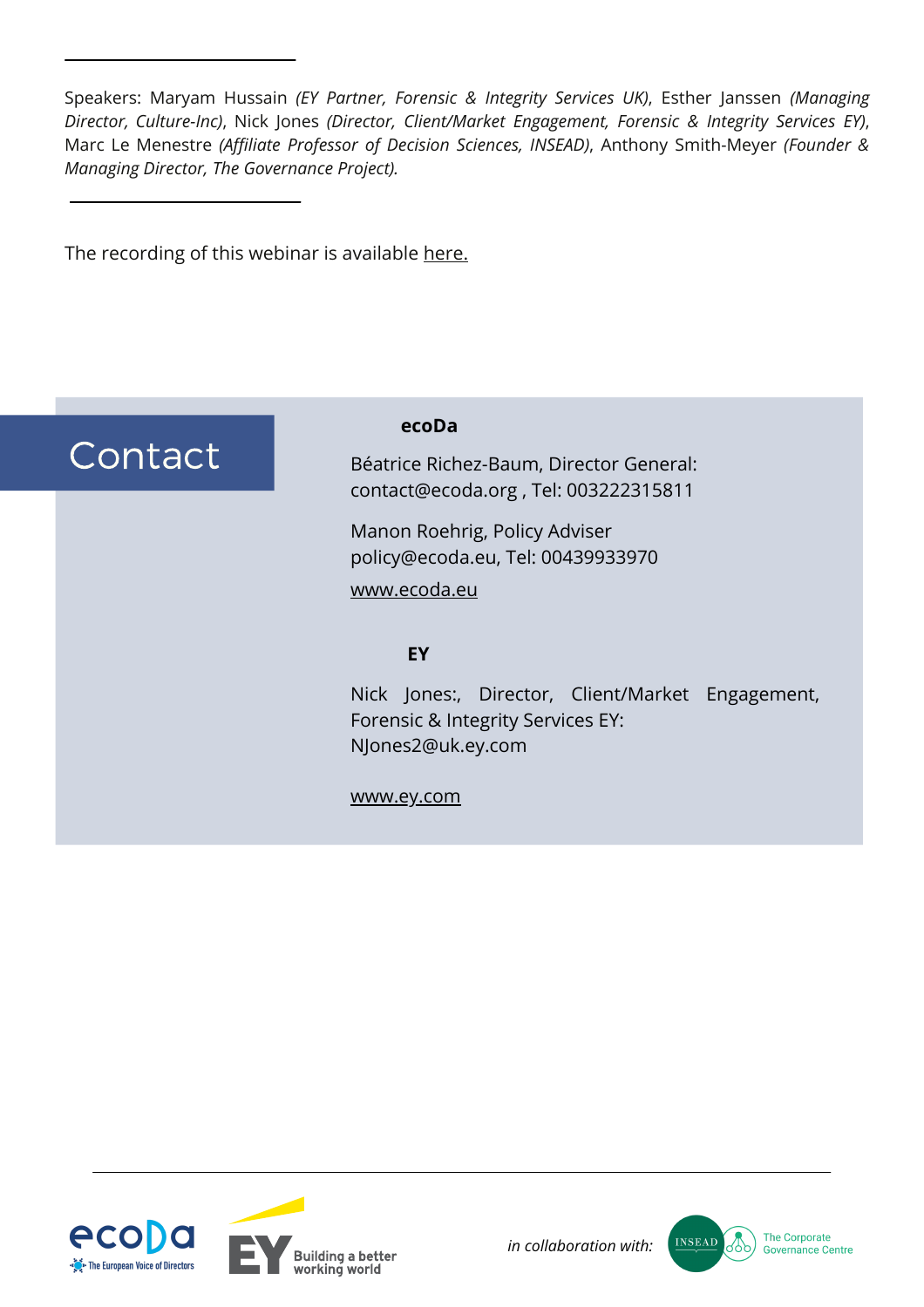Speakers: Maryam Hussain *(EY Partner, Forensic & Integrity Services UK)*, Esther Janssen *(Managing Director, Culture-Inc)*, Nick Jones *(Director, Client/Market Engagement, Forensic & Integrity Services EY)*, Marc Le Menestre *(Affiliate Professor of Decision Sciences, INSEAD)*, Anthony Smith-Meyer *(Founder & Managing Director, The Governance Project).*

The recording of this webinar is available here.

# Contact

**ecoDa**

Béatrice Richez-Baum, Director General:
contact@ecoda.org , Tel: 003222315811

Manon Roehrig, Policy Adviser
policy@ecoda.eu, Tel: 00439933970

www.ecoda.eu

**EY**

Nick Jones:, Director, Client/Market Engagement, Forensic & Integrity Services EY:
NJones2@uk.ey.com

www.ey.com

ecoDa – The European Voice of Directors

EY – Building a better working world

*in collaboration with:* INSEAD The Corporate Governance Centre